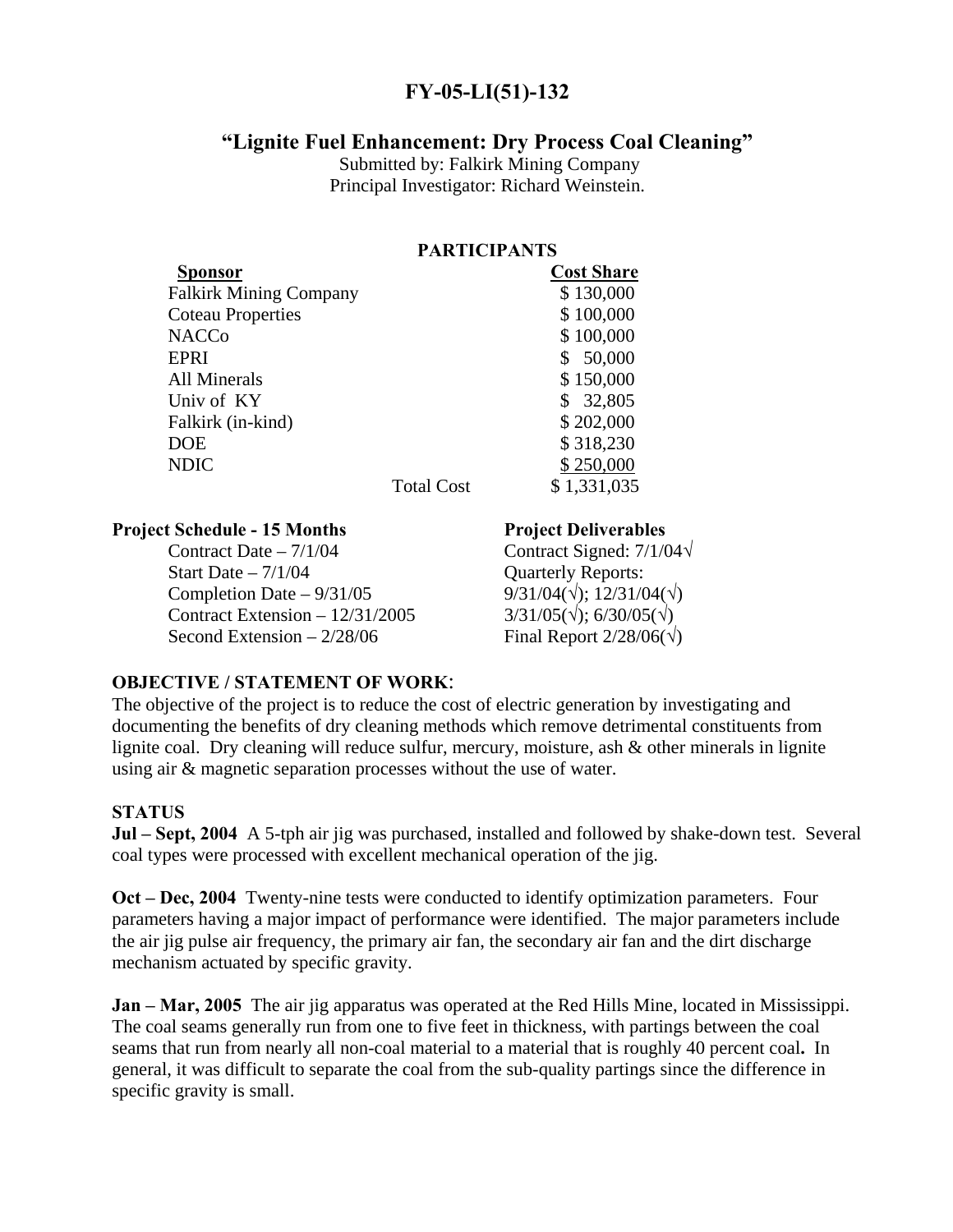# FY-05-LI(51)-132

## "Lignite Fuel Enhancement: Dry Process Coal Cleaning"

Submitted by: Falkirk Mining Company
Principal Investigator: Richard Weinstein.

### PARTICIPANTS

| Sponsor | | Cost Share |
|---|---|---|
| Falkirk Mining Company | | $ 130,000 |
| Coteau Properties | | $ 100,000 |
| NACCo | | $ 100,000 |
| EPRI | | $ 50,000 |
| All Minerals | | $ 150,000 |
| Univ of KY | | $ 32,805 |
| Falkirk (in-kind) | | $ 202,000 |
| DOE | | $ 318,230 |
| NDIC | | $ 250,000 |
| | Total Cost | $ 1,331,035 |

| Project Schedule - 15 Months | Project Deliverables |
|---|---|
| Contract Date – 7/1/04 | Contract Signed: 7/1/04√ |
| Start Date – 7/1/04 | Quarterly Reports: |
| Completion Date – 9/31/05 | 9/31/04(√); 12/31/04(√) |
| Contract Extension – 12/31/2005 | 3/31/05(√); 6/30/05(√) |
| Second Extension – 2/28/06 | Final Report 2/28/06(√) |

**OBJECTIVE / STATEMENT OF WORK**:

The objective of the project is to reduce the cost of electric generation by investigating and documenting the benefits of dry cleaning methods which remove detrimental constituents from lignite coal. Dry cleaning will reduce sulfur, mercury, moisture, ash & other minerals in lignite using air & magnetic separation processes without the use of water.

**STATUS**

**Jul – Sept, 2004** A 5-tph air jig was purchased, installed and followed by shake-down test. Several coal types were processed with excellent mechanical operation of the jig.

**Oct – Dec, 2004** Twenty-nine tests were conducted to identify optimization parameters. Four parameters having a major impact of performance were identified. The major parameters include the air jig pulse air frequency, the primary air fan, the secondary air fan and the dirt discharge mechanism actuated by specific gravity.

**Jan – Mar, 2005** The air jig apparatus was operated at the Red Hills Mine, located in Mississippi. The coal seams generally run from one to five feet in thickness, with partings between the coal seams that run from nearly all non-coal material to a material that is roughly 40 percent coal**.** In general, it was difficult to separate the coal from the sub-quality partings since the difference in specific gravity is small.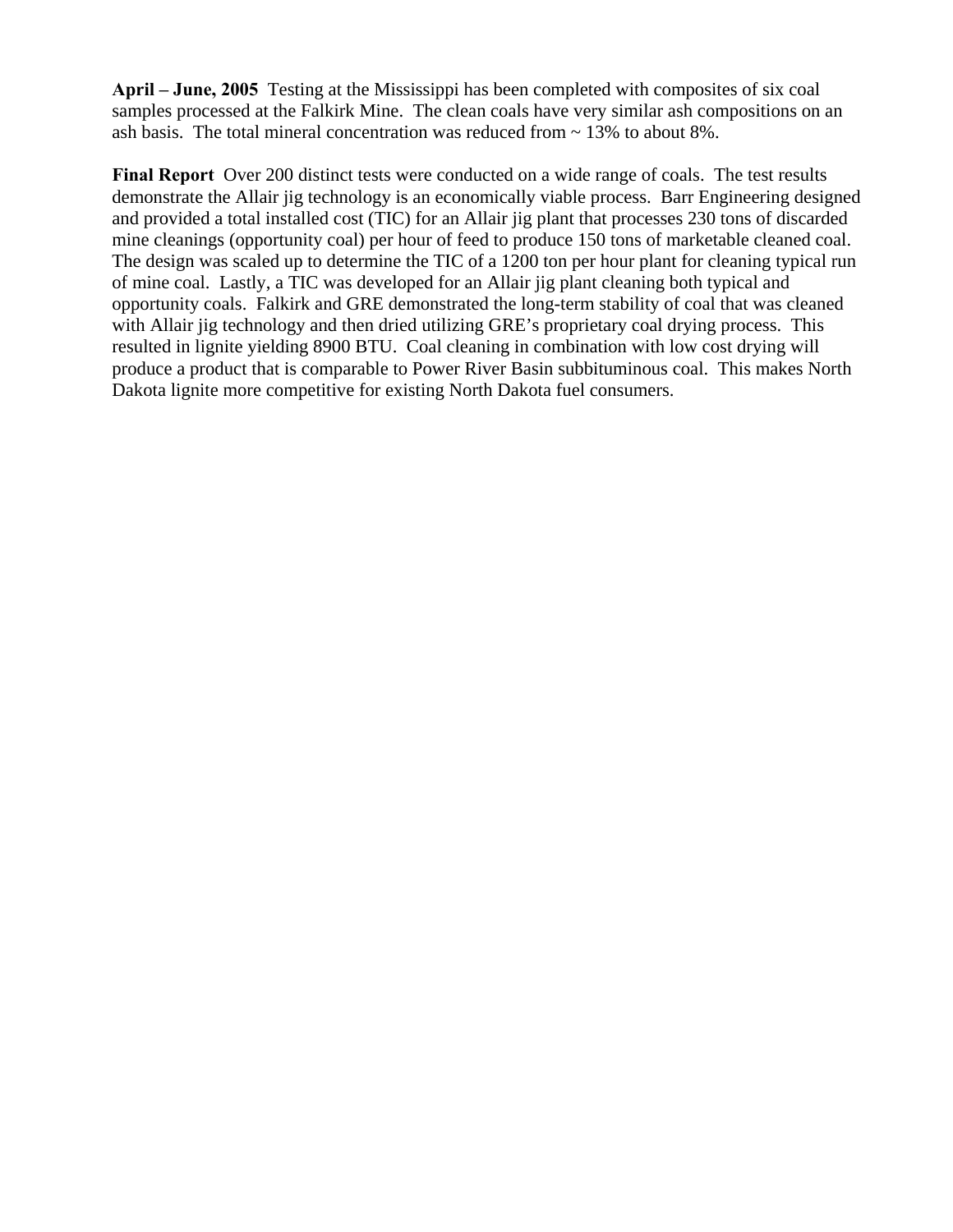**April – June, 2005** Testing at the Mississippi has been completed with composites of six coal samples processed at the Falkirk Mine. The clean coals have very similar ash compositions on an ash basis. The total mineral concentration was reduced from ~ 13% to about 8%.

**Final Report** Over 200 distinct tests were conducted on a wide range of coals. The test results demonstrate the Allair jig technology is an economically viable process. Barr Engineering designed and provided a total installed cost (TIC) for an Allair jig plant that processes 230 tons of discarded mine cleanings (opportunity coal) per hour of feed to produce 150 tons of marketable cleaned coal. The design was scaled up to determine the TIC of a 1200 ton per hour plant for cleaning typical run of mine coal. Lastly, a TIC was developed for an Allair jig plant cleaning both typical and opportunity coals. Falkirk and GRE demonstrated the long-term stability of coal that was cleaned with Allair jig technology and then dried utilizing GRE's proprietary coal drying process. This resulted in lignite yielding 8900 BTU. Coal cleaning in combination with low cost drying will produce a product that is comparable to Power River Basin subbituminous coal. This makes North Dakota lignite more competitive for existing North Dakota fuel consumers.